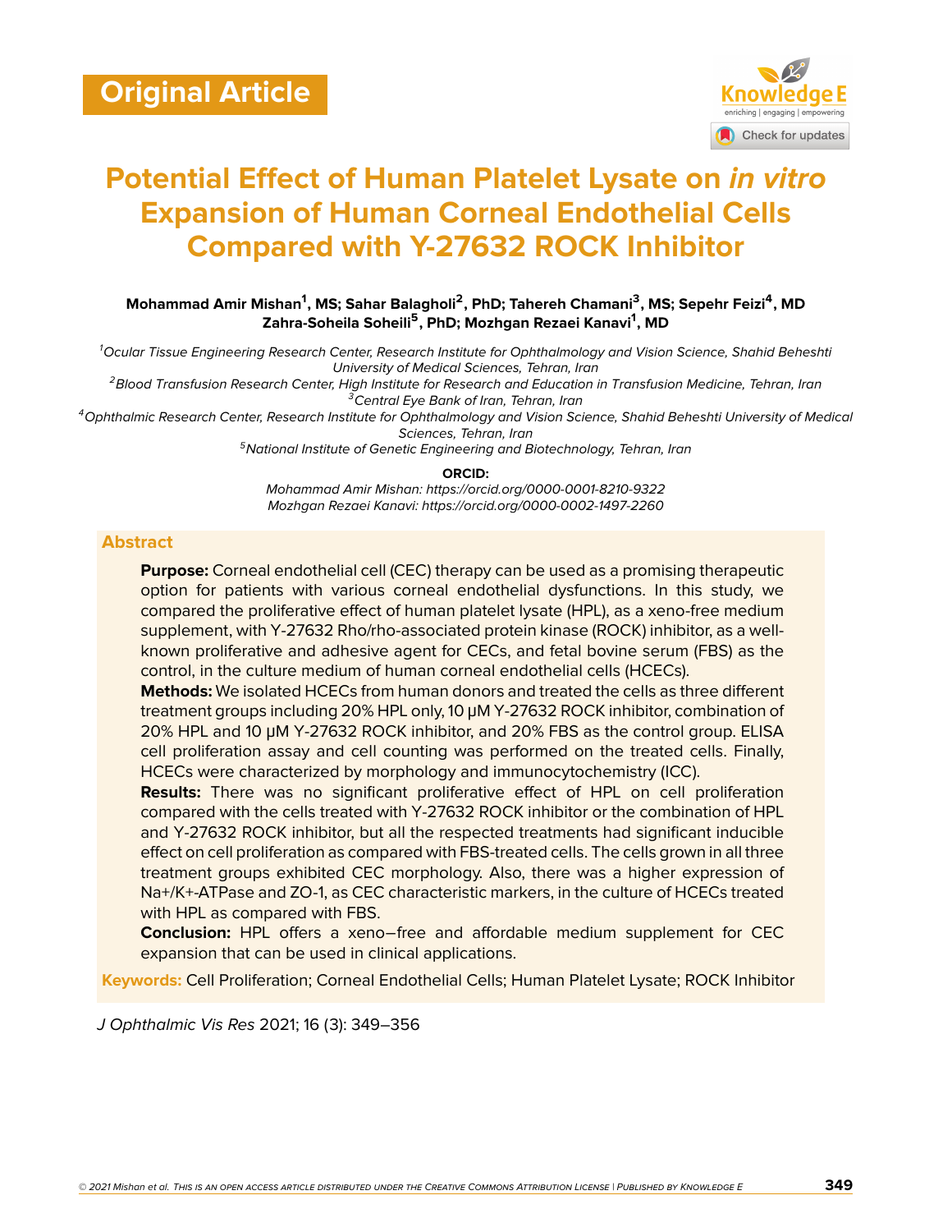Original Article

# Potential Effect of Human Platelet Lysate on *in vitro* Expansion of Human Corneal Endothelial Cells Compared with Y-27632 ROCK Inhibitor

**Mohammad Amir Mishan[1], MS; Sahar Balagholi[2], PhD; Tahereh Chamani[3], MS; Sepehr Feizi[4], MD Zahra-Soheila Soheili[5], PhD; Mozhgan Rezaei Kanavi[1], MD**

[1]*Ocular Tissue Engineering Research Center, Research Institute for Ophthalmology and Vision Science, Shahid Beheshti University of Medical Sciences, Tehran, Iran*
[2]*Blood Transfusion Research Center, High Institute for Research and Education in Transfusion Medicine, Tehran, Iran*
[3]*Central Eye Bank of Iran, Tehran, Iran*
[4]*Ophthalmic Research Center, Research Institute for Ophthalmology and Vision Science, Shahid Beheshti University of Medical Sciences, Tehran, Iran*
[5]*National Institute of Genetic Engineering and Biotechnology, Tehran, Iran*

**ORCID:**
*Mohammad Amir Mishan: https://orcid.org/0000-0001-8210-9322*
*Mozhgan Rezaei Kanavi: https://orcid.org/0000-0002-1497-2260*

## Abstract

**Purpose:** Corneal endothelial cell (CEC) therapy can be used as a promising therapeutic option for patients with various corneal endothelial dysfunctions. In this study, we compared the proliferative effect of human platelet lysate (HPL), as a xeno-free medium supplement, with Y-27632 Rho/rho-associated protein kinase (ROCK) inhibitor, as a well-known proliferative and adhesive agent for CECs, and fetal bovine serum (FBS) as the control, in the culture medium of human corneal endothelial cells (HCECs).

**Methods:** We isolated HCECs from human donors and treated the cells as three different treatment groups including 20% HPL only, 10 μM Y-27632 ROCK inhibitor, combination of 20% HPL and 10 μM Y-27632 ROCK inhibitor, and 20% FBS as the control group. ELISA cell proliferation assay and cell counting was performed on the treated cells. Finally, HCECs were characterized by morphology and immunocytochemistry (ICC).

**Results:** There was no significant proliferative effect of HPL on cell proliferation compared with the cells treated with Y-27632 ROCK inhibitor or the combination of HPL and Y-27632 ROCK inhibitor, but all the respected treatments had significant inducible effect on cell proliferation as compared with FBS-treated cells. The cells grown in all three treatment groups exhibited CEC morphology. Also, there was a higher expression of $Na^+/K^+$-ATPase and ZO-1, as CEC characteristic markers, in the culture of HCECs treated with HPL as compared with FBS.

**Conclusion:** HPL offers a xeno–free and affordable medium supplement for CEC expansion that can be used in clinical applications.

**Keywords:** Cell Proliferation; Corneal Endothelial Cells; Human Platelet Lysate; ROCK Inhibitor

*J Ophthalmic Vis Res* 2021; 16 (3): 349–356

© 2021 Mishan et al. This is an open access article distributed under the Creative Commons Attribution License | Published by Knowledge E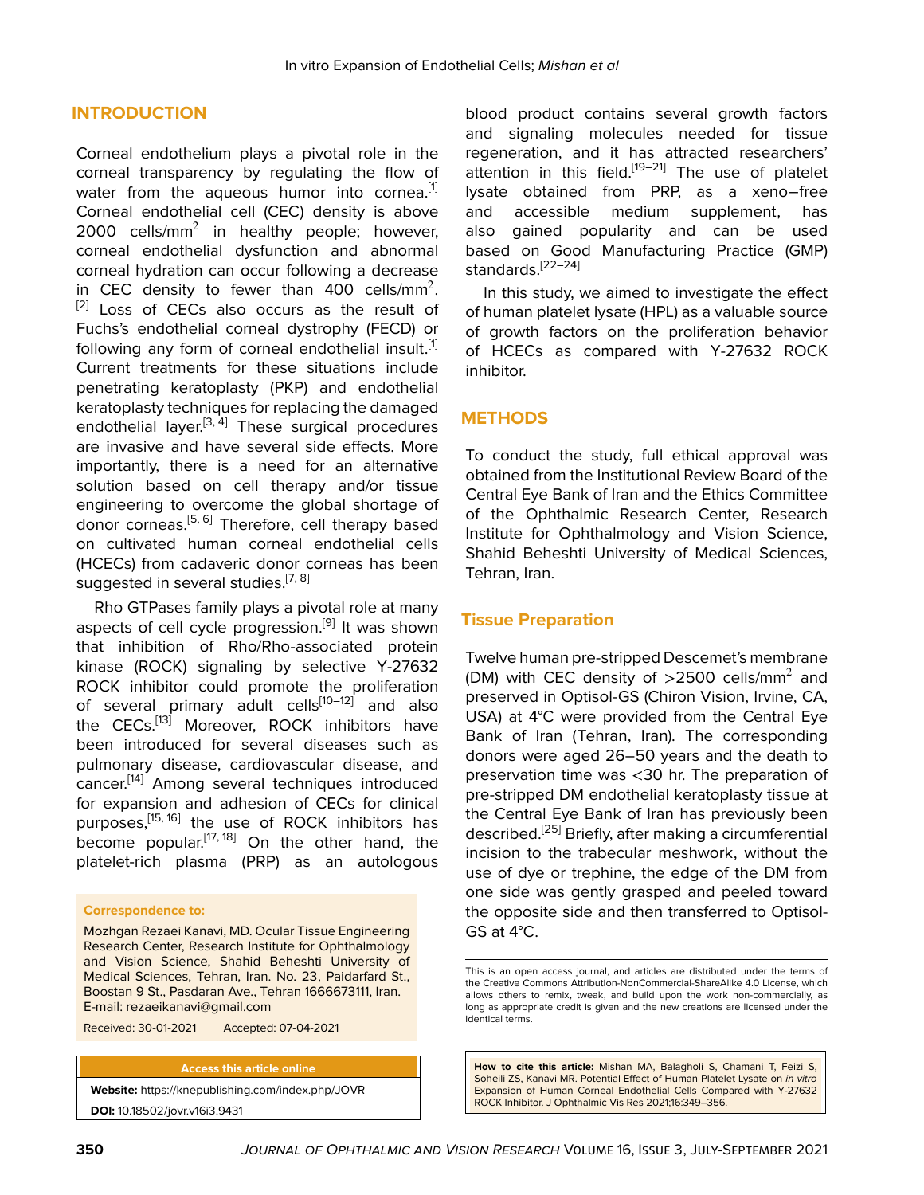## INTRODUCTION

Corneal endothelium plays a pivotal role in the corneal transparency by regulating the flow of water from the aqueous humor into cornea.[1] Corneal endothelial cell (CEC) density is above 2000 cells/mm$^2$ in healthy people; however, corneal endothelial dysfunction and abnormal corneal hydration can occur following a decrease in CEC density to fewer than 400 cells/mm$^2$.[2] Loss of CECs also occurs as the result of Fuchs's endothelial corneal dystrophy (FECD) or following any form of corneal endothelial insult.[1] Current treatments for these situations include penetrating keratoplasty (PKP) and endothelial keratoplasty techniques for replacing the damaged endothelial layer.[3, 4] These surgical procedures are invasive and have several side effects. More importantly, there is a need for an alternative solution based on cell therapy and/or tissue engineering to overcome the global shortage of donor corneas.[5, 6] Therefore, cell therapy based on cultivated human corneal endothelial cells (HCECs) from cadaveric donor corneas has been suggested in several studies.[7, 8]

Rho GTPases family plays a pivotal role at many aspects of cell cycle progression.[9] It was shown that inhibition of Rho/Rho-associated protein kinase (ROCK) signaling by selective Y-27632 ROCK inhibitor could promote the proliferation of several primary adult cells[10–12] and also the CECs.[13] Moreover, ROCK inhibitors have been introduced for several diseases such as pulmonary disease, cardiovascular disease, and cancer.[14] Among several techniques introduced for expansion and adhesion of CECs for clinical purposes,[15, 16] the use of ROCK inhibitors has become popular.[17, 18] On the other hand, the platelet-rich plasma (PRP) as an autologous blood product contains several growth factors and signaling molecules needed for tissue regeneration, and it has attracted researchers' attention in this field.[19–21] The use of platelet lysate obtained from PRP, as a xeno–free and accessible medium supplement, has also gained popularity and can be used based on Good Manufacturing Practice (GMP) standards.[22–24]

In this study, we aimed to investigate the effect of human platelet lysate (HPL) as a valuable source of growth factors on the proliferation behavior of HCECs as compared with Y-27632 ROCK inhibitor.

## METHODS

To conduct the study, full ethical approval was obtained from the Institutional Review Board of the Central Eye Bank of Iran and the Ethics Committee of the Ophthalmic Research Center, Research Institute for Ophthalmology and Vision Science, Shahid Beheshti University of Medical Sciences, Tehran, Iran.

### Tissue Preparation

Twelve human pre-stripped Descemet's membrane (DM) with CEC density of >2500 cells/mm$^2$ and preserved in Optisol-GS (Chiron Vision, Irvine, CA, USA) at 4°C were provided from the Central Eye Bank of Iran (Tehran, Iran). The corresponding donors were aged 26–50 years and the death to preservation time was <30 hr. The preparation of pre-stripped DM endothelial keratoplasty tissue at the Central Eye Bank of Iran has previously been described.[25] Briefly, after making a circumferential incision to the trabecular meshwork, without the use of dye or trephine, the edge of the DM from one side was gently grasped and peeled toward the opposite side and then transferred to Optisol-GS at 4°C.

**Correspondence to:**

Mozhgan Rezaei Kanavi, MD. Ocular Tissue Engineering Research Center, Research Institute for Ophthalmology and Vision Science, Shahid Beheshti University of Medical Sciences, Tehran, Iran. No. 23, Paidarfard St., Boostan 9 St., Pasdaran Ave., Tehran 1666673111, Iran.
E-mail: rezaeikanavi@gmail.com

Received: 30-01-2021  Accepted: 07-04-2021

**Access this article online**

**Website:** https://knepublishing.com/index.php/JOVR

**DOI:** 10.18502/jovr.v16i3.9431

This is an open access journal, and articles are distributed under the terms of the Creative Commons Attribution-NonCommercial-ShareAlike 4.0 License, which allows others to remix, tweak, and build upon the work non-commercially, as long as appropriate credit is given and the new creations are licensed under the identical terms.

**How to cite this article:** Mishan MA, Balagholi S, Chamani T, Feizi S, Soheili ZS, Kanavi MR. Potential Effect of Human Platelet Lysate on *in vitro* Expansion of Human Corneal Endothelial Cells Compared with Y-27632 ROCK Inhibitor. J Ophthalmic Vis Res 2021;16:349–356.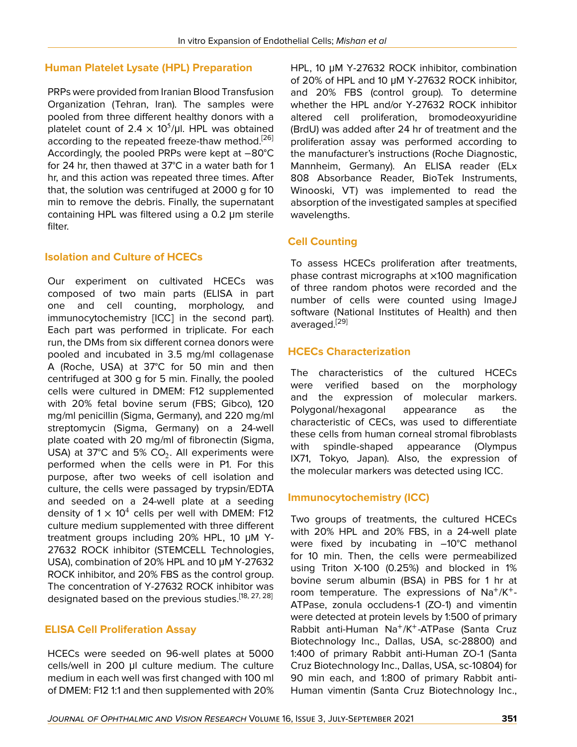## Human Platelet Lysate (HPL) Preparation

PRPs were provided from Iranian Blood Transfusion Organization (Tehran, Iran). The samples were pooled from three different healthy donors with a platelet count of $2.4 \times 10^5$/µl. HPL was obtained according to the repeated freeze-thaw method.[26] Accordingly, the pooled PRPs were kept at −80°C for 24 hr, then thawed at 37°C in a water bath for 1 hr, and this action was repeated three times. After that, the solution was centrifuged at 2000 g for 10 min to remove the debris. Finally, the supernatant containing HPL was filtered using a 0.2 µm sterile filter.

## Isolation and Culture of HCECs

Our experiment on cultivated HCECs was composed of two main parts (ELISA in part one and cell counting, morphology, and immunocytochemistry [ICC] in the second part). Each part was performed in triplicate. For each run, the DMs from six different cornea donors were pooled and incubated in 3.5 mg/ml collagenase A (Roche, USA) at 37°C for 50 min and then centrifuged at 300 g for 5 min. Finally, the pooled cells were cultured in DMEM: F12 supplemented with 20% fetal bovine serum (FBS; Gibco), 120 mg/ml penicillin (Sigma, Germany), and 220 mg/ml streptomycin (Sigma, Germany) on a 24-well plate coated with 20 mg/ml of fibronectin (Sigma, USA) at 37°C and 5% $CO_2$. All experiments were performed when the cells were in P1. For this purpose, after two weeks of cell isolation and culture, the cells were passaged by trypsin/EDTA and seeded on a 24-well plate at a seeding density of $1 \times 10^4$ cells per well with DMEM: F12 culture medium supplemented with three different treatment groups including 20% HPL, 10 µM Y-27632 ROCK inhibitor (STEMCELL Technologies, USA), combination of 20% HPL and 10 µM Y-27632 ROCK inhibitor, and 20% FBS as the control group. The concentration of Y-27632 ROCK inhibitor was designated based on the previous studies.[18, 27, 28]

## ELISA Cell Proliferation Assay

HCECs were seeded on 96-well plates at 5000 cells/well in 200 µl culture medium. The culture medium in each well was first changed with 100 ml of DMEM: F12 1:1 and then supplemented with 20% HPL, 10 µM Y-27632 ROCK inhibitor, combination of 20% of HPL and 10 µM Y-27632 ROCK inhibitor, and 20% FBS (control group). To determine whether the HPL and/or Y-27632 ROCK inhibitor altered cell proliferation, bromodeoxyuridine (BrdU) was added after 24 hr of treatment and the proliferation assay was performed according to the manufacturer's instructions (Roche Diagnostic, Mannheim, Germany). An ELISA reader (ELx 808 Absorbance Reader, BioTek Instruments, Winooski, VT) was implemented to read the absorption of the investigated samples at specified wavelengths.

## Cell Counting

To assess HCECs proliferation after treatments, phase contrast micrographs at ×100 magnification of three random photos were recorded and the number of cells were counted using ImageJ software (National Institutes of Health) and then averaged.[29]

## HCECs Characterization

The characteristics of the cultured HCECs were verified based on the morphology and the expression of molecular markers. Polygonal/hexagonal appearance as the characteristic of CECs, was used to differentiate these cells from human corneal stromal fibroblasts with spindle-shaped appearance (Olympus IX71, Tokyo, Japan). Also, the expression of the molecular markers was detected using ICC.

## Immunocytochemistry (ICC)

Two groups of treatments, the cultured HCECs with 20% HPL and 20% FBS, in a 24-well plate were fixed by incubating in –10°C methanol for 10 min. Then, the cells were permeabilized using Triton X-100 (0.25%) and blocked in 1% bovine serum albumin (BSA) in PBS for 1 hr at room temperature. The expressions of $Na^+/K^+$-ATPase, zonula occludens-1 (ZO-1) and vimentin were detected at protein levels by 1:500 of primary Rabbit anti-Human $Na^+/K^+$-ATPase (Santa Cruz Biotechnology Inc., Dallas, USA, sc-28800) and 1:400 of primary Rabbit anti-Human ZO-1 (Santa Cruz Biotechnology Inc., Dallas, USA, sc-10804) for 90 min each, and 1:800 of primary Rabbit anti-Human vimentin (Santa Cruz Biotechnology Inc.,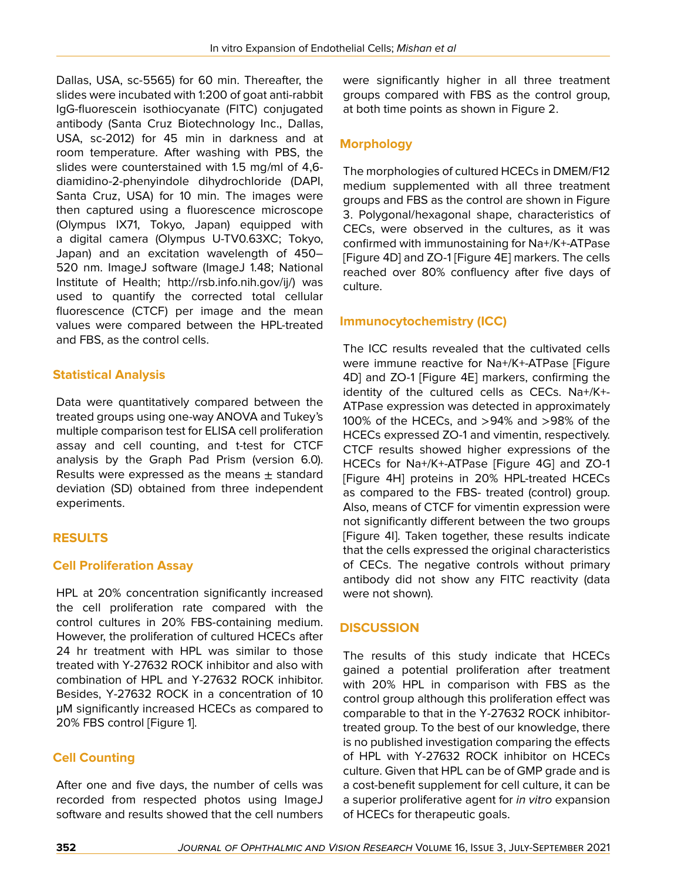Dallas, USA, sc-5565) for 60 min. Thereafter, the slides were incubated with 1:200 of goat anti-rabbit IgG-fluorescein isothiocyanate (FITC) conjugated antibody (Santa Cruz Biotechnology Inc., Dallas, USA, sc-2012) for 45 min in darkness and at room temperature. After washing with PBS, the slides were counterstained with 1.5 mg/ml of 4,6-diamidino-2-phenyindole dihydrochloride (DAPI, Santa Cruz, USA) for 10 min. The images were then captured using a fluorescence microscope (Olympus IX71, Tokyo, Japan) equipped with a digital camera (Olympus U-TV0.63XC; Tokyo, Japan) and an excitation wavelength of 450–520 nm. ImageJ software (ImageJ 1.48; National Institute of Health; http://rsb.info.nih.gov/ij/) was used to quantify the corrected total cellular fluorescence (CTCF) per image and the mean values were compared between the HPL-treated and FBS, as the control cells.

## Statistical Analysis

Data were quantitatively compared between the treated groups using one-way ANOVA and Tukey's multiple comparison test for ELISA cell proliferation assay and cell counting, and t-test for CTCF analysis by the Graph Pad Prism (version 6.0). Results were expressed as the means ± standard deviation (SD) obtained from three independent experiments.

# RESULTS

## Cell Proliferation Assay

HPL at 20% concentration significantly increased the cell proliferation rate compared with the control cultures in 20% FBS-containing medium. However, the proliferation of cultured HCECs after 24 hr treatment with HPL was similar to those treated with Y-27632 ROCK inhibitor and also with combination of HPL and Y-27632 ROCK inhibitor. Besides, Y-27632 ROCK in a concentration of 10 μM significantly increased HCECs as compared to 20% FBS control [Figure 1].

## Cell Counting

After one and five days, the number of cells was recorded from respected photos using ImageJ software and results showed that the cell numbers were significantly higher in all three treatment groups compared with FBS as the control group, at both time points as shown in Figure 2.

## Morphology

The morphologies of cultured HCECs in DMEM/F12 medium supplemented with all three treatment groups and FBS as the control are shown in Figure 3. Polygonal/hexagonal shape, characteristics of CECs, were observed in the cultures, as it was confirmed with immunostaining for Na+/K+-ATPase [Figure 4D] and ZO-1 [Figure 4E] markers. The cells reached over 80% confluency after five days of culture.

## Immunocytochemistry (ICC)

The ICC results revealed that the cultivated cells were immune reactive for Na+/K+-ATPase [Figure 4D] and ZO-1 [Figure 4E] markers, confirming the identity of the cultured cells as CECs. Na+/K+-ATPase expression was detected in approximately 100% of the HCECs, and >94% and >98% of the HCECs expressed ZO-1 and vimentin, respectively. CTCF results showed higher expressions of the HCECs for Na+/K+-ATPase [Figure 4G] and ZO-1 [Figure 4H] proteins in 20% HPL-treated HCECs as compared to the FBS- treated (control) group. Also, means of CTCF for vimentin expression were not significantly different between the two groups [Figure 4I]. Taken together, these results indicate that the cells expressed the original characteristics of CECs. The negative controls without primary antibody did not show any FITC reactivity (data were not shown).

# DISCUSSION

The results of this study indicate that HCECs gained a potential proliferation after treatment with 20% HPL in comparison with FBS as the control group although this proliferation effect was comparable to that in the Y-27632 ROCK inhibitor-treated group. To the best of our knowledge, there is no published investigation comparing the effects of HPL with Y-27632 ROCK inhibitor on HCECs culture. Given that HPL can be of GMP grade and is a cost-benefit supplement for cell culture, it can be a superior proliferative agent for *in vitro* expansion of HCECs for therapeutic goals.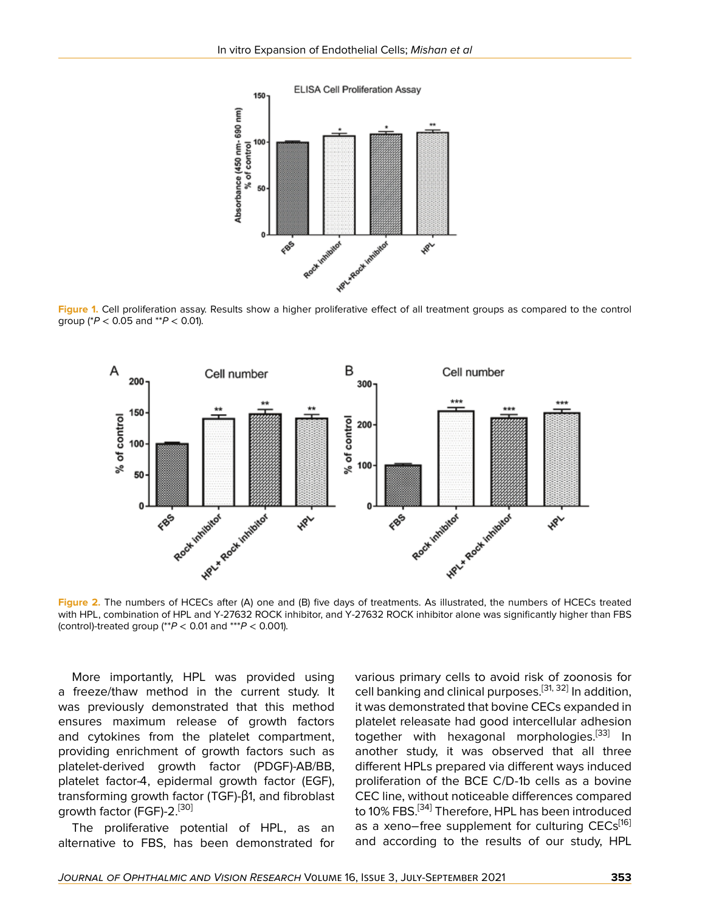**Figure 1.** Cell proliferation assay. Results show a higher proliferative effect of all treatment groups as compared to the control group (*$P < 0.05$ and **$P < 0.01$).

**Figure 2.** The numbers of HCECs after (A) one and (B) five days of treatments. As illustrated, the numbers of HCECs treated with HPL, combination of HPL and Y-27632 ROCK inhibitor, and Y-27632 ROCK inhibitor alone was significantly higher than FBS (control)-treated group (**$P < 0.01$ and ***$P < 0.001$).

More importantly, HPL was provided using a freeze/thaw method in the current study. It was previously demonstrated that this method ensures maximum release of growth factors and cytokines from the platelet compartment, providing enrichment of growth factors such as platelet-derived growth factor (PDGF)-AB/BB, platelet factor-4, epidermal growth factor (EGF), transforming growth factor (TGF)-β1, and fibroblast growth factor (FGF)-2.[30]

The proliferative potential of HPL, as an alternative to FBS, has been demonstrated for various primary cells to avoid risk of zoonosis for cell banking and clinical purposes.[31, 32] In addition, it was demonstrated that bovine CECs expanded in platelet releasate had good intercellular adhesion together with hexagonal morphologies.[33] In another study, it was observed that all three different HPLs prepared via different ways induced proliferation of the BCE C/D-1b cells as a bovine CEC line, without noticeable differences compared to 10% FBS.[34] Therefore, HPL has been introduced as a xeno–free supplement for culturing CECs[16] and according to the results of our study, HPL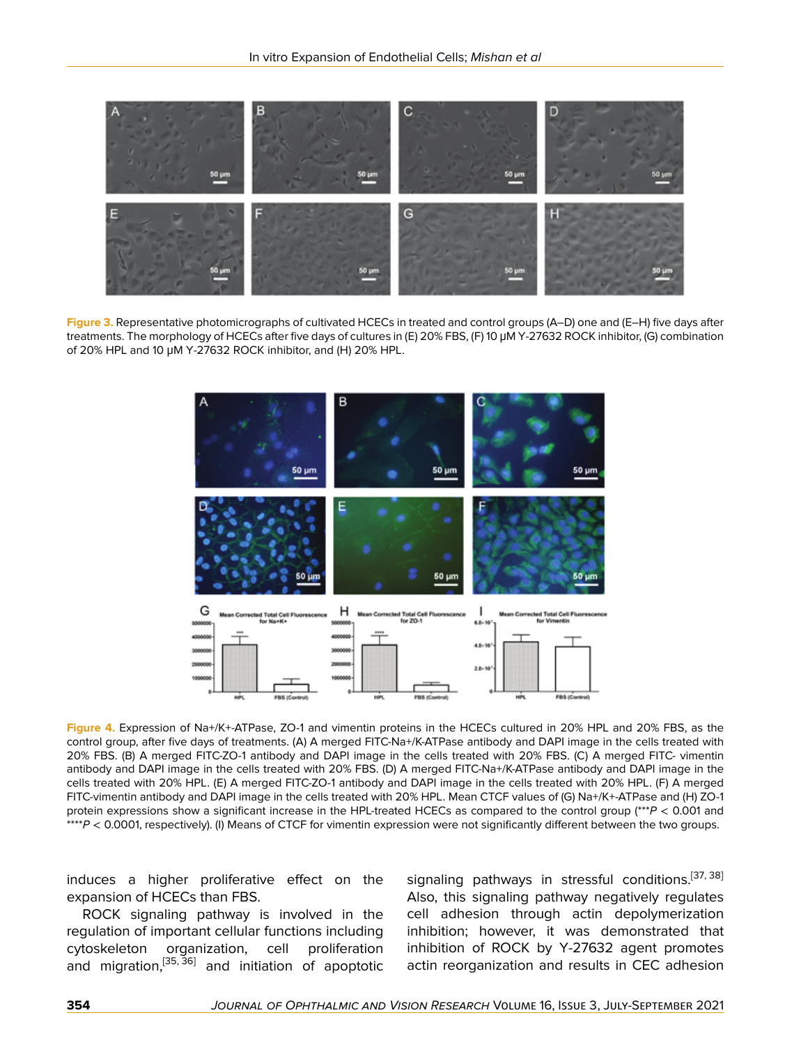**Figure 3.** Representative photomicrographs of cultivated HCECs in treated and control groups (A–D) one and (E–H) five days after treatments. The morphology of HCECs after five days of cultures in (E) 20% FBS, (F) 10 μM Y-27632 ROCK inhibitor, (G) combination of 20% HPL and 10 μM Y-27632 ROCK inhibitor, and (H) 20% HPL.

**Figure 4.** Expression of Na+/K+-ATPase, ZO-1 and vimentin proteins in the HCECs cultured in 20% HPL and 20% FBS, as the control group, after five days of treatments. (A) A merged FITC-Na+/K-ATPase antibody and DAPI image in the cells treated with 20% FBS. (B) A merged FITC-ZO-1 antibody and DAPI image in the cells treated with 20% FBS. (C) A merged FITC- vimentin antibody and DAPI image in the cells treated with 20% FBS. (D) A merged FITC-Na+/K-ATPase antibody and DAPI image in the cells treated with 20% HPL. (E) A merged FITC-ZO-1 antibody and DAPI image in the cells treated with 20% HPL. (F) A merged FITC-vimentin antibody and DAPI image in the cells treated with 20% HPL. Mean CTCF values of (G) Na+/K+-ATPase and (H) ZO-1 protein expressions show a significant increase in the HPL-treated HCECs as compared to the control group (****P* < 0.001 and *****P* < 0.0001, respectively). (I) Means of CTCF for vimentin expression were not significantly different between the two groups.

induces a higher proliferative effect on the expansion of HCECs than FBS.

ROCK signaling pathway is involved in the regulation of important cellular functions including cytoskeleton organization, cell proliferation and migration,[35, 36] and initiation of apoptotic signaling pathways in stressful conditions.[37, 38] Also, this signaling pathway negatively regulates cell adhesion through actin depolymerization inhibition; however, it was demonstrated that inhibition of ROCK by Y-27632 agent promotes actin reorganization and results in CEC adhesion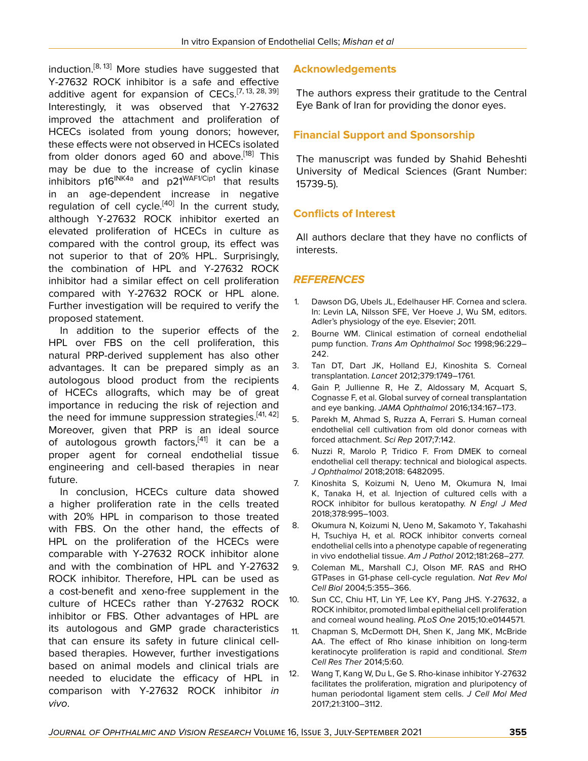induction.[8, 13] More studies have suggested that Y-27632 ROCK inhibitor is a safe and effective additive agent for expansion of CECs.[7, 13, 28, 39] Interestingly, it was observed that Y-27632 improved the attachment and proliferation of HCECs isolated from young donors; however, these effects were not observed in HCECs isolated from older donors aged 60 and above.[18] This may be due to the increase of cyclin kinase inhibitors $p16^{INK4a}$ and $p21^{WAF1/Cip1}$ that results in an age-dependent increase in negative regulation of cell cycle.[40] In the current study, although Y-27632 ROCK inhibitor exerted an elevated proliferation of HCECs in culture as compared with the control group, its effect was not superior to that of 20% HPL. Surprisingly, the combination of HPL and Y-27632 ROCK inhibitor had a similar effect on cell proliferation compared with Y-27632 ROCK or HPL alone. Further investigation will be required to verify the proposed statement.

In addition to the superior effects of the HPL over FBS on the cell proliferation, this natural PRP-derived supplement has also other advantages. It can be prepared simply as an autologous blood product from the recipients of HCECs allografts, which may be of great importance in reducing the risk of rejection and the need for immune suppression strategies.[41, 42] Moreover, given that PRP is an ideal source of autologous growth factors,[41] it can be a proper agent for corneal endothelial tissue engineering and cell-based therapies in near future.

In conclusion, HCECs culture data showed a higher proliferation rate in the cells treated with 20% HPL in comparison to those treated with FBS. On the other hand, the effects of HPL on the proliferation of the HCECs were comparable with Y-27632 ROCK inhibitor alone and with the combination of HPL and Y-27632 ROCK inhibitor. Therefore, HPL can be used as a cost-benefit and xeno-free supplement in the culture of HCECs rather than Y-27632 ROCK inhibitor or FBS. Other advantages of HPL are its autologous and GMP grade characteristics that can ensure its safety in future clinical cell-based therapies. However, further investigations based on animal models and clinical trials are needed to elucidate the efficacy of HPL in comparison with Y-27632 ROCK inhibitor *in vivo*.

## Acknowledgements

The authors express their gratitude to the Central Eye Bank of Iran for providing the donor eyes.

## Financial Support and Sponsorship

The manuscript was funded by Shahid Beheshti University of Medical Sciences (Grant Number: 15739-5).

## Conflicts of Interest

All authors declare that they have no conflicts of interests.

## REFERENCES

1. Dawson DG, Ubels JL, Edelhauser HF. Cornea and sclera. In: Levin LA, Nilsson SFE, Ver Hoeve J, Wu SM, editors. Adler's physiology of the eye. Elsevier; 2011.
2. Bourne WM. Clinical estimation of corneal endothelial pump function. *Trans Am Ophthalmol Soc* 1998;96:229–242.
3. Tan DT, Dart JK, Holland EJ, Kinoshita S. Corneal transplantation. *Lancet* 2012;379:1749–1761.
4. Gain P, Jullienne R, He Z, Aldossary M, Acquart S, Cognasse F, et al. Global survey of corneal transplantation and eye banking. *JAMA Ophthalmol* 2016;134:167–173.
5. Parekh M, Ahmad S, Ruzza A, Ferrari S. Human corneal endothelial cell cultivation from old donor corneas with forced attachment. *Sci Rep* 2017;7:142.
6. Nuzzi R, Marolo P, Tridico F. From DMEK to corneal endothelial cell therapy: technical and biological aspects. *J Ophthalmol* 2018;2018: 6482095.
7. Kinoshita S, Koizumi N, Ueno M, Okumura N, Imai K, Tanaka H, et al. Injection of cultured cells with a ROCK inhibitor for bullous keratopathy. *N Engl J Med* 2018;378:995–1003.
8. Okumura N, Koizumi N, Ueno M, Sakamoto Y, Takahashi H, Tsuchiya H, et al. ROCK inhibitor converts corneal endothelial cells into a phenotype capable of regenerating in vivo endothelial tissue. *Am J Pathol* 2012;181:268–277.
9. Coleman ML, Marshall CJ, Olson MF. RAS and RHO GTPases in G1-phase cell-cycle regulation. *Nat Rev Mol Cell Biol* 2004;5:355–366.
10. Sun CC, Chiu HT, Lin YF, Lee KY, Pang JHS. Y-27632, a ROCK inhibitor, promoted limbal epithelial cell proliferation and corneal wound healing. *PLoS One* 2015;10:e0144571.
11. Chapman S, McDermott DH, Shen K, Jang MK, McBride AA. The effect of Rho kinase inhibition on long-term keratinocyte proliferation is rapid and conditional. *Stem Cell Res Ther* 2014;5:60.
12. Wang T, Kang W, Du L, Ge S. Rho-kinase inhibitor Y-27632 facilitates the proliferation, migration and pluripotency of human periodontal ligament stem cells. *J Cell Mol Med* 2017;21:3100–3112.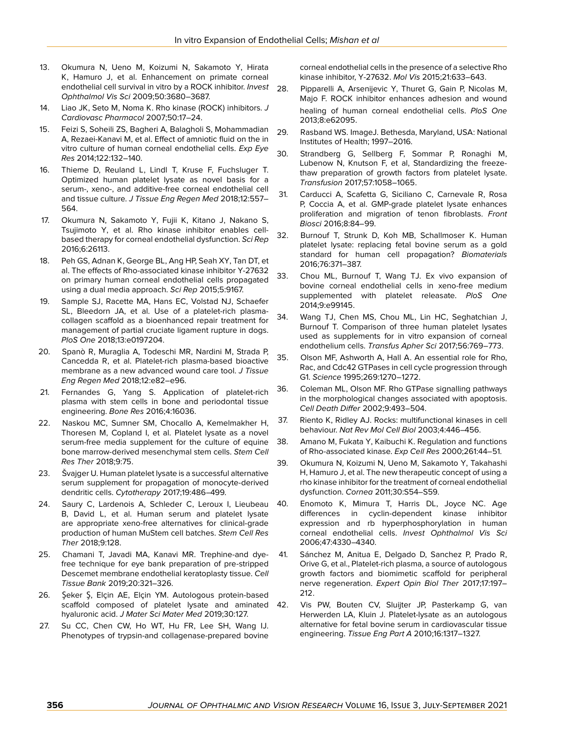13. Okumura N, Ueno M, Koizumi N, Sakamoto Y, Hirata K, Hamuro J, et al. Enhancement on primate corneal endothelial cell survival in vitro by a ROCK inhibitor. *Invest Ophthalmol Vis Sci* 2009;50:3680–3687.
14. Liao JK, Seto M, Noma K. Rho kinase (ROCK) inhibitors. *J Cardiovasc Pharmacol* 2007;50:17–24.
15. Feizi S, Soheili ZS, Bagheri A, Balagholi S, Mohammadian A, Rezaei-Kanavi M, et al. Effect of amniotic fluid on the in vitro culture of human corneal endothelial cells. *Exp Eye Res* 2014;122:132–140.
16. Thieme D, Reuland L, Lindl T, Kruse F, Fuchsluger T. Optimized human platelet lysate as novel basis for a serum-, xeno-, and additive-free corneal endothelial cell and tissue culture. *J Tissue Eng Regen Med* 2018;12:557–564.
17. Okumura N, Sakamoto Y, Fujii K, Kitano J, Nakano S, Tsujimoto Y, et al. Rho kinase inhibitor enables cell-based therapy for corneal endothelial dysfunction. *Sci Rep* 2016;6:26113.
18. Peh GS, Adnan K, George BL, Ang HP, Seah XY, Tan DT, et al. The effects of Rho-associated kinase inhibitor Y-27632 on primary human corneal endothelial cells propagated using a dual media approach. *Sci Rep* 2015;5:9167.
19. Sample SJ, Racette MA, Hans EC, Volstad NJ, Schaefer SL, Bleedorn JA, et al. Use of a platelet-rich plasma-collagen scaffold as a bioenhanced repair treatment for management of partial cruciate ligament rupture in dogs. *PloS One* 2018;13:e0197204.
20. Spanò R, Muraglia A, Todeschi MR, Nardini M, Strada P, Cancedda R, et al. Platelet-rich plasma-based bioactive membrane as a new advanced wound care tool. *J Tissue Eng Regen Med* 2018;12:e82–e96.
21. Fernandes G, Yang S. Application of platelet-rich plasma with stem cells in bone and periodontal tissue engineering. *Bone Res* 2016;4:16036.
22. Naskou MC, Sumner SM, Chocallo A, Kemelmakher H, Thoresen M, Copland I, et al. Platelet lysate as a novel serum-free media supplement for the culture of equine bone marrow-derived mesenchymal stem cells. *Stem Cell Res Ther* 2018;9:75.
23. Švajger U. Human platelet lysate is a successful alternative serum supplement for propagation of monocyte-derived dendritic cells. *Cytotherapy* 2017;19:486–499.
24. Saury C, Lardenois A, Schleder C, Leroux I, Lieubeau B, David L, et al. Human serum and platelet lysate are appropriate xeno-free alternatives for clinical-grade production of human MuStem cell batches. *Stem Cell Res Ther* 2018;9:128.
25. Chamani T, Javadi MA, Kanavi MR. Trephine-and dye-free technique for eye bank preparation of pre-stripped Descemet membrane endothelial keratoplasty tissue. *Cell Tissue Bank* 2019;20:321–326.
26. Şeker Ş, Elçin AE, Elçin YM. Autologous protein-based scaffold composed of platelet lysate and aminated hyaluronic acid. *J Mater Sci Mater Med* 2019;30:127.
27. Su CC, Chen CW, Ho WT, Hu FR, Lee SH, Wang IJ. Phenotypes of trypsin-and collagenase-prepared bovine corneal endothelial cells in the presence of a selective Rho kinase inhibitor, Y-27632. *Mol Vis* 2015;21:633–643.
28. Pipparelli A, Arsenijevic Y, Thuret G, Gain P, Nicolas M, Majo F. ROCK inhibitor enhances adhesion and wound healing of human corneal endothelial cells. *PloS One* 2013;8:e62095.
29. Rasband WS. ImageJ. Bethesda, Maryland, USA: National Institutes of Health; 1997–2016.
30. Strandberg G, Sellberg F, Sommar P, Ronaghi M, Lubenow N, Knutson F, et al, Standardizing the freeze-thaw preparation of growth factors from platelet lysate. *Transfusion* 2017;57:1058–1065.
31. Carducci A, Scafetta G, Siciliano C, Carnevale R, Rosa P, Coccia A, et al. GMP-grade platelet lysate enhances proliferation and migration of tenon fibroblasts. *Front Biosci* 2016;8:84–99.
32. Burnouf T, Strunk D, Koh MB, Schallmoser K. Human platelet lysate: replacing fetal bovine serum as a gold standard for human cell propagation? *Biomaterials* 2016;76:371–387.
33. Chou ML, Burnouf T, Wang TJ. Ex vivo expansion of bovine corneal endothelial cells in xeno-free medium supplemented with platelet releasate. *PloS One* 2014;9:e99145.
34. Wang TJ, Chen MS, Chou ML, Lin HC, Seghatchian J, Burnouf T. Comparison of three human platelet lysates used as supplements for in vitro expansion of corneal endothelium cells. *Transfus Apher Sci* 2017;56:769–773.
35. Olson MF, Ashworth A, Hall A. An essential role for Rho, Rac, and Cdc42 GTPases in cell cycle progression through G1. *Science* 1995;269:1270–1272.
36. Coleman ML, Olson MF. Rho GTPase signalling pathways in the morphological changes associated with apoptosis. *Cell Death Differ* 2002;9:493–504.
37. Riento K, Ridley AJ. Rocks: multifunctional kinases in cell behaviour. *Nat Rev Mol Cell Biol* 2003;4:446–456.
38. Amano M, Fukata Y, Kaibuchi K. Regulation and functions of Rho-associated kinase. *Exp Cell Res* 2000;261:44–51.
39. Okumura N, Koizumi N, Ueno M, Sakamoto Y, Takahashi H, Hamuro J, et al. The new therapeutic concept of using a rho kinase inhibitor for the treatment of corneal endothelial dysfunction. *Cornea* 2011;30:S54–S59.
40. Enomoto K, Mimura T, Harris DL, Joyce NC. Age differences in cyclin-dependent kinase inhibitor expression and rb hyperphosphorylation in human corneal endothelial cells. *Invest Ophthalmol Vis Sci* 2006;47:4330–4340.
41. Sánchez M, Anitua E, Delgado D, Sanchez P, Prado R, Orive G, et al., Platelet-rich plasma, a source of autologous growth factors and biomimetic scaffold for peripheral nerve regeneration. *Expert Opin Biol Ther* 2017;17:197–212.
42. Vis PW, Bouten CV, Sluijter JP, Pasterkamp G, van Herwerden LA, Kluin J. Platelet-lysate as an autologous alternative for fetal bovine serum in cardiovascular tissue engineering. *Tissue Eng Part A* 2010;16:1317–1327.